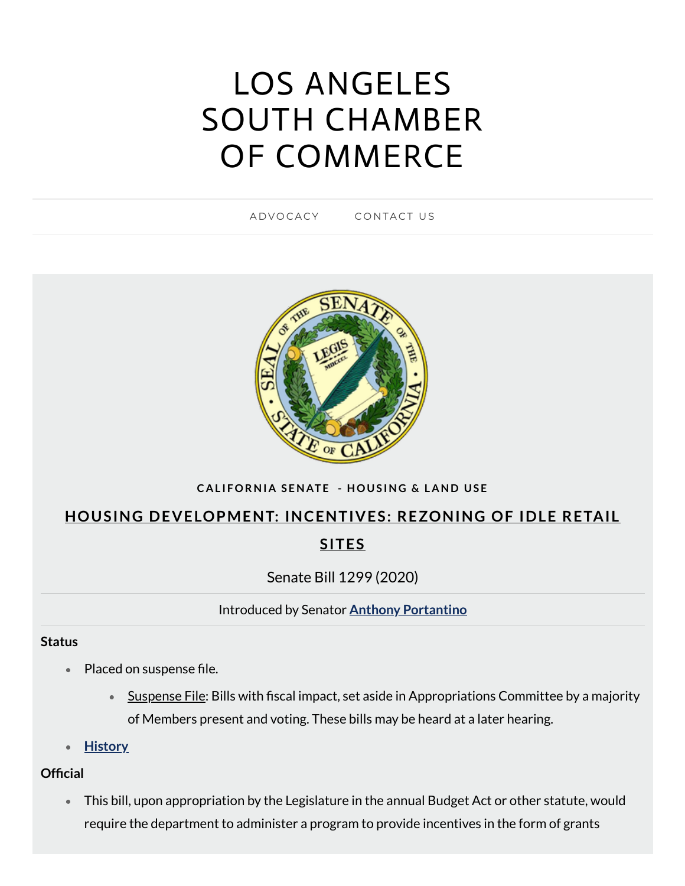# LOS ANGELES SOUTH CHAMBER OF COMMERCE

ADVOCACY    CONTACT US

**CALIFORNIA SENATE - HOUSING & LAND USE**

## HOUSING DEVELOPMENT: INCENTIVES: REZONING OF IDLE RETAIL SITES

Senate Bill 1299 (2020)

Introduced by Senator Anthony Portantino

**Status**

- Placed on suspense file.
  - Suspense File: Bills with fiscal impact, set aside in Appropriations Committee by a majority of Members present and voting. These bills may be heard at a later hearing.
- History

**Official**

- This bill, upon appropriation by the Legislature in the annual Budget Act or other statute, would require the department to administer a program to provide incentives in the form of grants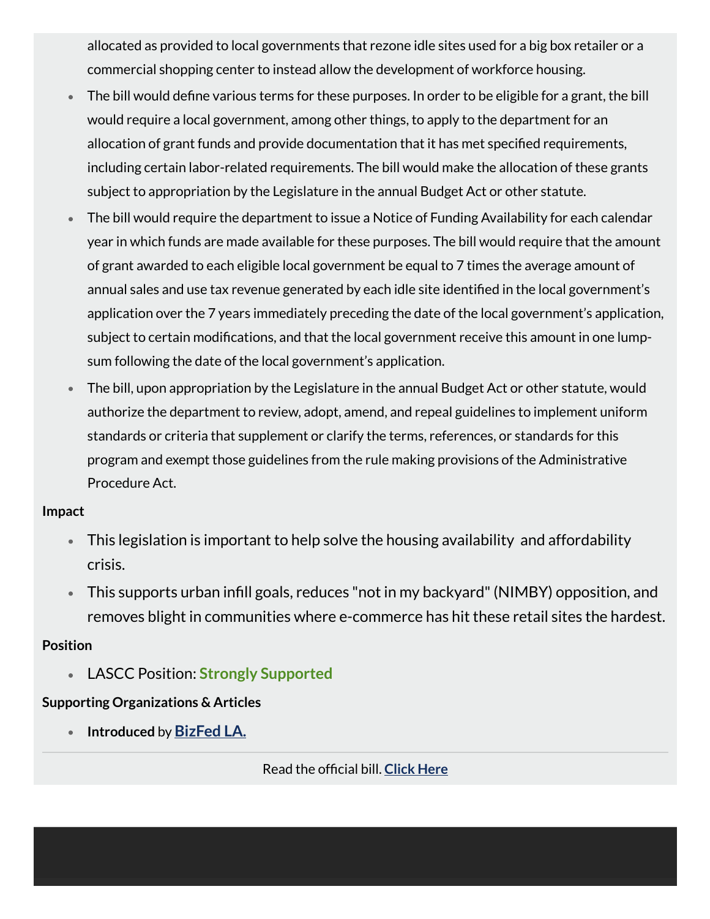allocated as provided to local governments that rezone idle sites used for a big box retailer or a commercial shopping center to instead allow the development of workforce housing.

- The bill would define various terms for these purposes. In order to be eligible for a grant, the bill would require a local government, among other things, to apply to the department for an allocation of grant funds and provide documentation that it has met specified requirements, including certain labor-related requirements. The bill would make the allocation of these grants subject to appropriation by the Legislature in the annual Budget Act or other statute.
- The bill would require the department to issue a Notice of Funding Availability for each calendar year in which funds are made available for these purposes. The bill would require that the amount of grant awarded to each eligible local government be equal to 7 times the average amount of annual sales and use tax revenue generated by each idle site identified in the local government's application over the 7 years immediately preceding the date of the local government's application, subject to certain modifications, and that the local government receive this amount in one lump-sum following the date of the local government's application.
- The bill, upon appropriation by the Legislature in the annual Budget Act or other statute, would authorize the department to review, adopt, amend, and repeal guidelines to implement uniform standards or criteria that supplement or clarify the terms, references, or standards for this program and exempt those guidelines from the rule making provisions of the Administrative Procedure Act.

**Impact**

- This legislation is important to help solve the housing availability and affordability crisis.
- This supports urban infill goals, reduces "not in my backyard" (NIMBY) opposition, and removes blight in communities where e-commerce has hit these retail sites the hardest.

**Position**

- LASCC Position: **Strongly Supported**

**Supporting Organizations & Articles**

- **Introduced** by **BizFed LA.**

Read the official bill. **Click Here**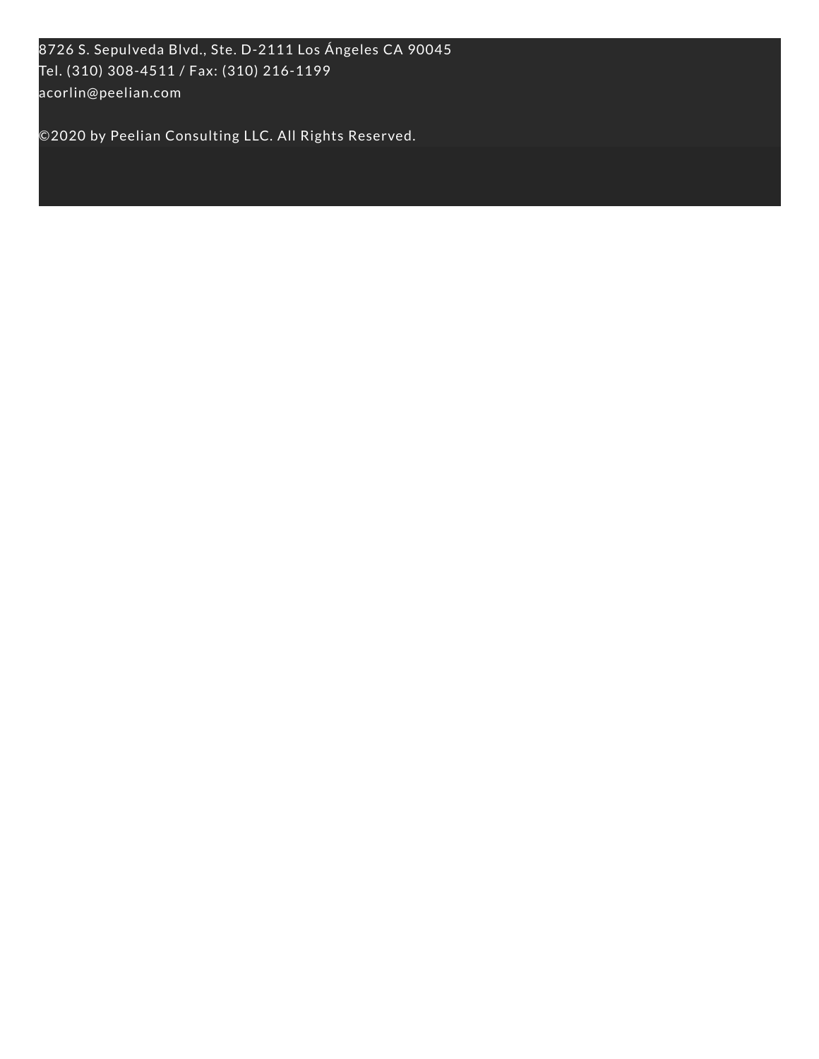8726 S. Sepulveda Blvd., Ste. D-2111 Los Ángeles CA 90045
Tel. (310) 308-4511 / Fax: (310) 216-1199
acorlin@peelian.com

©2020 by Peelian Consulting LLC. All Rights Reserved.